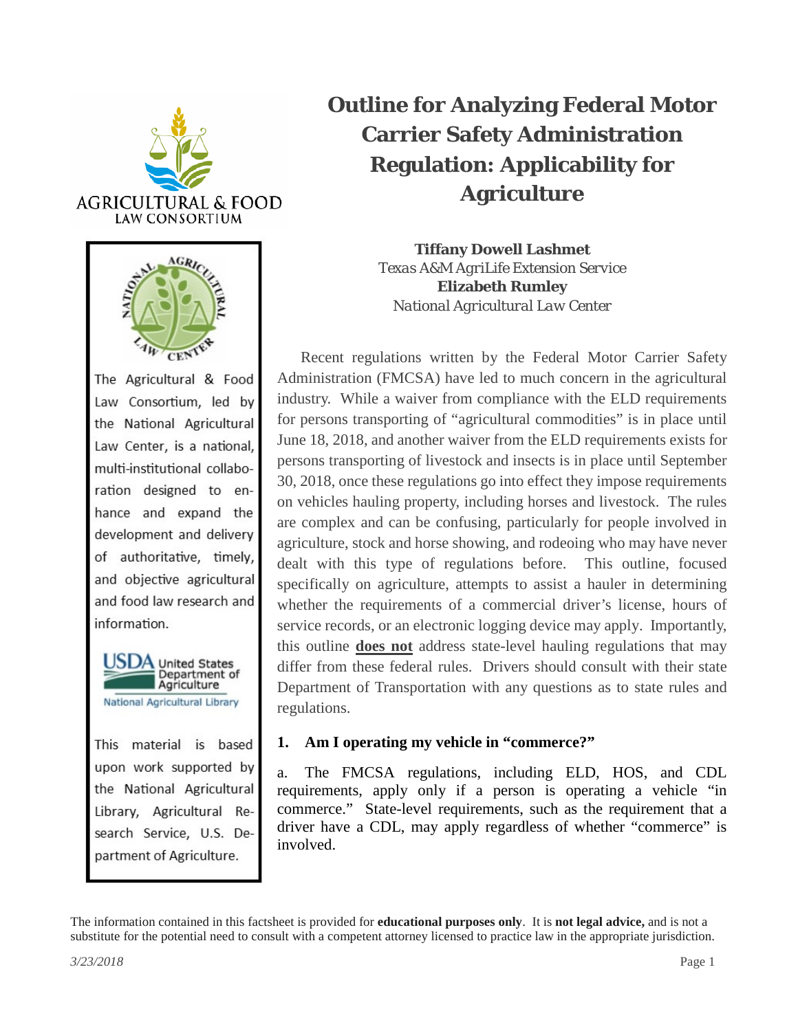# Outline for Analyzing Federal Motor Carrier Safety Administration Regulation: Applicability for Agriculture

**Tiffany Dowell Lashmet**
*Texas A&M AgriLife Extension Service*
**Elizabeth Rumley**
*National Agricultural Law Center*

AGRICULTURAL & FOOD LAW CONSORTIUM

The Agricultural & Food Law Consortium, led by the National Agricultural Law Center, is a national, multi-institutional collaboration designed to enhance and expand the development and delivery of authoritative, timely, and objective agricultural and food law research and information.

USDA United States Department of Agriculture
National Agricultural Library

This material is based upon work supported by the National Agricultural Library, Agricultural Research Service, U.S. Department of Agriculture.

Recent regulations written by the Federal Motor Carrier Safety Administration (FMCSA) have led to much concern in the agricultural industry. While a waiver from compliance with the ELD requirements for persons transporting of "agricultural commodities" is in place until June 18, 2018, and another waiver from the ELD requirements exists for persons transporting of livestock and insects is in place until September 30, 2018, once these regulations go into effect they impose requirements on vehicles hauling property, including horses and livestock. The rules are complex and can be confusing, particularly for people involved in agriculture, stock and horse showing, and rodeoing who may have never dealt with this type of regulations before. This outline, focused specifically on agriculture, attempts to assist a hauler in determining whether the requirements of a commercial driver's license, hours of service records, or an electronic logging device may apply. Importantly, this outline **does not** address state-level hauling regulations that may differ from these federal rules. Drivers should consult with their state Department of Transportation with any questions as to state rules and regulations.

### 1. Am I operating my vehicle in "commerce?"

a. The FMCSA regulations, including ELD, HOS, and CDL requirements, apply only if a person is operating a vehicle "in commerce." State-level requirements, such as the requirement that a driver have a CDL, may apply regardless of whether "commerce" is involved.

The information contained in this factsheet is provided for **educational purposes only**. It is **not legal advice,** and is not a substitute for the potential need to consult with a competent attorney licensed to practice law in the appropriate jurisdiction.

*3/23/2018*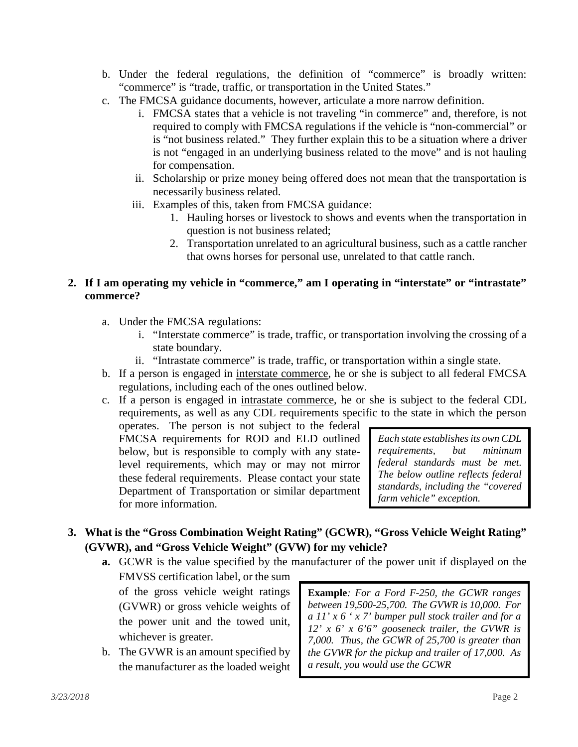b. Under the federal regulations, the definition of "commerce" is broadly written: "commerce" is "trade, traffic, or transportation in the United States."

c. The FMCSA guidance documents, however, articulate a more narrow definition.

   i. FMCSA states that a vehicle is not traveling "in commerce" and, therefore, is not required to comply with FMCSA regulations if the vehicle is "non-commercial" or is "not business related." They further explain this to be a situation where a driver is not "engaged in an underlying business related to the move" and is not hauling for compensation.

   ii. Scholarship or prize money being offered does not mean that the transportation is necessarily business related.

   iii. Examples of this, taken from FMCSA guidance:

      1. Hauling horses or livestock to shows and events when the transportation in question is not business related;
      2. Transportation unrelated to an agricultural business, such as a cattle rancher that owns horses for personal use, unrelated to that cattle ranch.

**2. If I am operating my vehicle in "commerce," am I operating in "interstate" or "intrastate" commerce?**

a. Under the FMCSA regulations:

   i. "Interstate commerce" is trade, traffic, or transportation involving the crossing of a state boundary.

   ii. "Intrastate commerce" is trade, traffic, or transportation within a single state.

b. If a person is engaged in <u>interstate commerce</u>, he or she is subject to all federal FMCSA regulations, including each of the ones outlined below.

c. If a person is engaged in <u>intrastate commerce</u>, he or she is subject to the federal CDL requirements, as well as any CDL requirements specific to the state in which the person operates. The person is not subject to the federal FMCSA requirements for ROD and ELD outlined below, but is responsible to comply with any state-level requirements, which may or may not mirror these federal requirements. Please contact your state Department of Transportation or similar department for more information.

> *Each state establishes its own CDL requirements, but minimum federal standards must be met. The below outline reflects federal standards, including the "covered farm vehicle" exception.*

**3. What is the "Gross Combination Weight Rating" (GCWR), "Gross Vehicle Weight Rating" (GVWR), and "Gross Vehicle Weight" (GVW) for my vehicle?**

**a.** GCWR is the value specified by the manufacturer of the power unit if displayed on the FMVSS certification label, or the sum of the gross vehicle weight ratings (GVWR) or gross vehicle weights of the power unit and the towed unit, whichever is greater.

> **Example***: For a Ford F-250, the GCWR ranges between 19,500-25,700. The GVWR is 10,000. For a 11' x 6 ' x 7' bumper pull stock trailer and for a 12' x 6' x 6'6" gooseneck trailer, the GVWR is 7,000. Thus, the GCWR of 25,700 is greater than the GVWR for the pickup and trailer of 17,000. As a result, you would use the GCWR*

b. The GVWR is an amount specified by the manufacturer as the loaded weight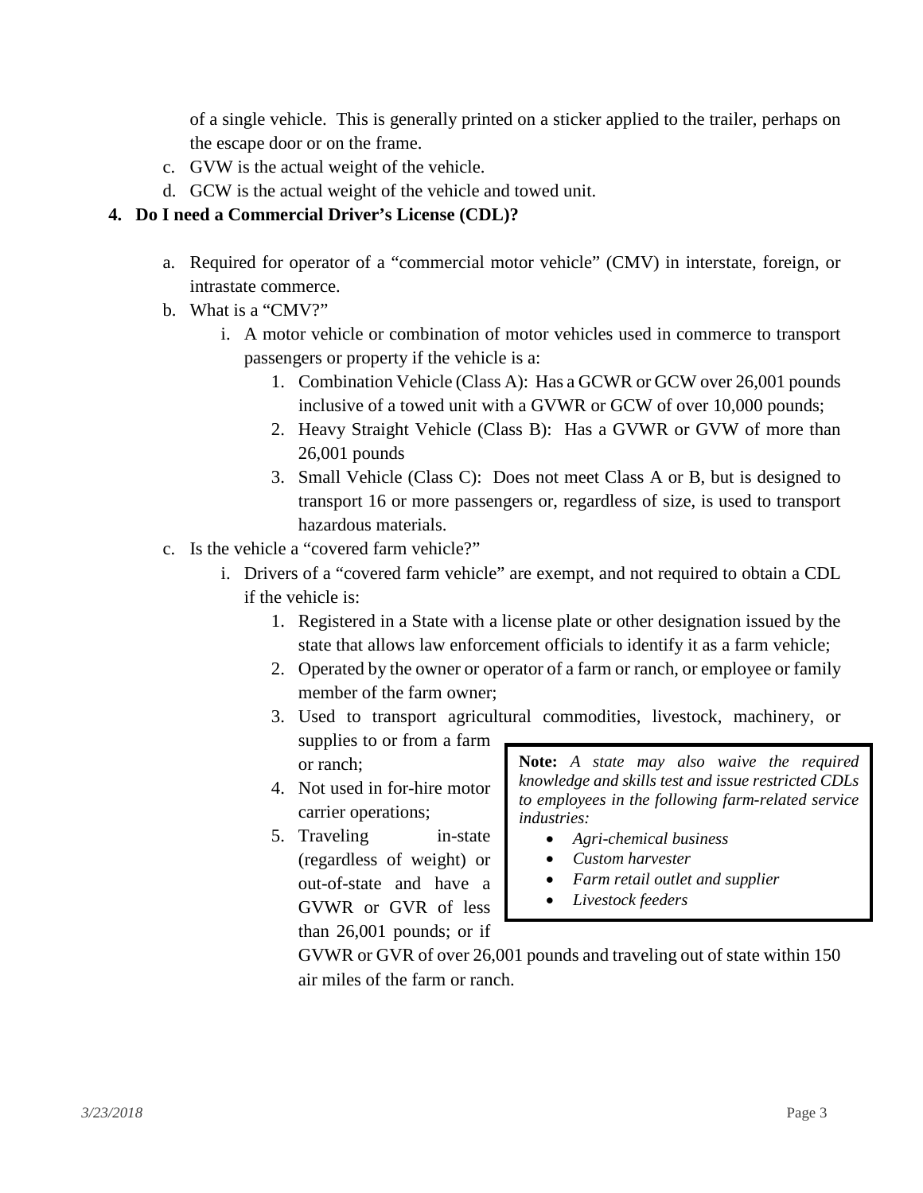of a single vehicle. This is generally printed on a sticker applied to the trailer, perhaps on the escape door or on the frame.

c. GVW is the actual weight of the vehicle.
d. GCW is the actual weight of the vehicle and towed unit.

**4. Do I need a Commercial Driver's License (CDL)?**

a. Required for operator of a "commercial motor vehicle" (CMV) in interstate, foreign, or intrastate commerce.
b. What is a "CMV?"
   i. A motor vehicle or combination of motor vehicles used in commerce to transport passengers or property if the vehicle is a:
      1. Combination Vehicle (Class A): Has a GCWR or GCW over 26,001 pounds inclusive of a towed unit with a GVWR or GCW of over 10,000 pounds;
      2. Heavy Straight Vehicle (Class B): Has a GVWR or GVW of more than 26,001 pounds
      3. Small Vehicle (Class C): Does not meet Class A or B, but is designed to transport 16 or more passengers or, regardless of size, is used to transport hazardous materials.
c. Is the vehicle a "covered farm vehicle?"
   i. Drivers of a "covered farm vehicle" are exempt, and not required to obtain a CDL if the vehicle is:
      1. Registered in a State with a license plate or other designation issued by the state that allows law enforcement officials to identify it as a farm vehicle;
      2. Operated by the owner or operator of a farm or ranch, or employee or family member of the farm owner;
      3. Used to transport agricultural commodities, livestock, machinery, or supplies to or from a farm or ranch;
      4. Not used in for-hire motor carrier operations;
      5. Traveling in-state (regardless of weight) or out-of-state and have a GVWR or GVR of less than 26,001 pounds; or if GVWR or GVR of over 26,001 pounds and traveling out of state within 150 air miles of the farm or ranch.

> **Note:** *A state may also waive the required knowledge and skills test and issue restricted CDLs to employees in the following farm-related service industries:*
>
> - *Agri-chemical business*
> - *Custom harvester*
> - *Farm retail outlet and supplier*
> - *Livestock feeders*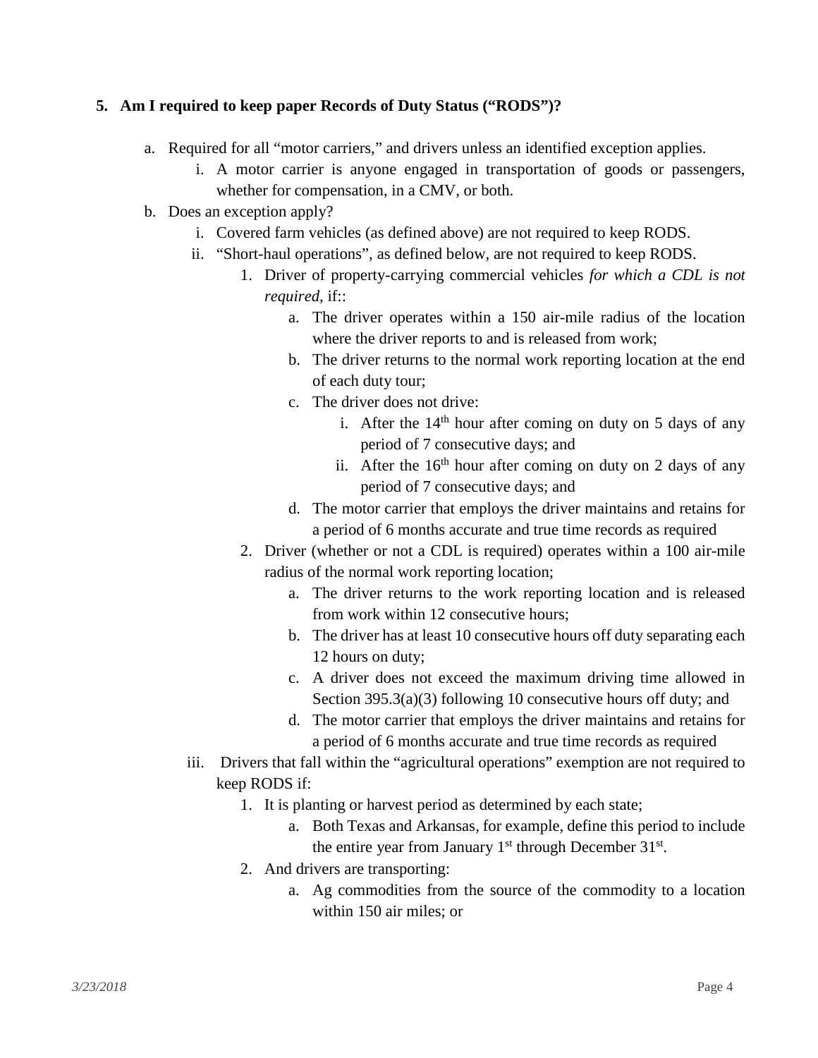**5. Am I required to keep paper Records of Duty Status (“RODS”)?**

a. Required for all “motor carriers,” and drivers unless an identified exception applies.
   i. A motor carrier is anyone engaged in transportation of goods or passengers, whether for compensation, in a CMV, or both.

b. Does an exception apply?
   i. Covered farm vehicles (as defined above) are not required to keep RODS.
   ii. “Short-haul operations”, as defined below, are not required to keep RODS.
      1. Driver of property-carrying commercial vehicles *for which a CDL is not required*, if::
         a. The driver operates within a 150 air-mile radius of the location where the driver reports to and is released from work;
         b. The driver returns to the normal work reporting location at the end of each duty tour;
         c. The driver does not drive:
            i. After the 14th hour after coming on duty on 5 days of any period of 7 consecutive days; and
            ii. After the 16th hour after coming on duty on 2 days of any period of 7 consecutive days; and
         d. The motor carrier that employs the driver maintains and retains for a period of 6 months accurate and true time records as required
      2. Driver (whether or not a CDL is required) operates within a 100 air-mile radius of the normal work reporting location;
         a. The driver returns to the work reporting location and is released from work within 12 consecutive hours;
         b. The driver has at least 10 consecutive hours off duty separating each 12 hours on duty;
         c. A driver does not exceed the maximum driving time allowed in Section 395.3(a)(3) following 10 consecutive hours off duty; and
         d. The motor carrier that employs the driver maintains and retains for a period of 6 months accurate and true time records as required
   iii. Drivers that fall within the “agricultural operations” exemption are not required to keep RODS if:
      1. It is planting or harvest period as determined by each state;
         a. Both Texas and Arkansas, for example, define this period to include the entire year from January 1st through December 31st.
      2. And drivers are transporting:
         a. Ag commodities from the source of the commodity to a location within 150 air miles; or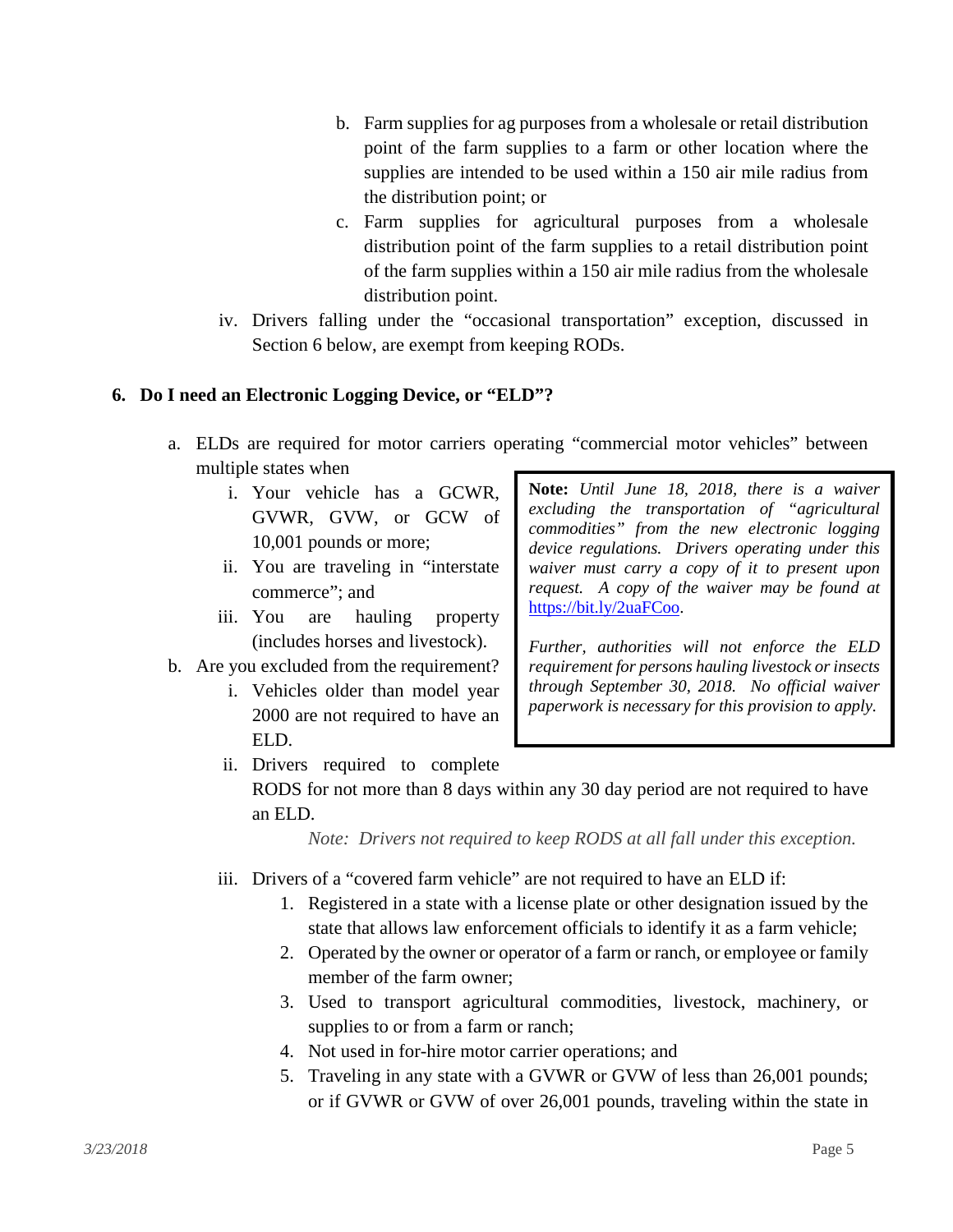b. Farm supplies for ag purposes from a wholesale or retail distribution point of the farm supplies to a farm or other location where the supplies are intended to be used within a 150 air mile radius from the distribution point; or

c. Farm supplies for agricultural purposes from a wholesale distribution point of the farm supplies to a retail distribution point of the farm supplies within a 150 air mile radius from the wholesale distribution point.

iv. Drivers falling under the "occasional transportation" exception, discussed in Section 6 below, are exempt from keeping RODs.

**6. Do I need an Electronic Logging Device, or "ELD"?**

a. ELDs are required for motor carriers operating "commercial motor vehicles" between multiple states when

i. Your vehicle has a GCWR, GVWR, GVW, or GCW of 10,001 pounds or more;

ii. You are traveling in "interstate commerce"; and

iii. You are hauling property (includes horses and livestock).

> **Note:** *Until June 18, 2018, there is a waiver excluding the transportation of "agricultural commodities" from the new electronic logging device regulations. Drivers operating under this waiver must carry a copy of it to present upon request. A copy of the waiver may be found at* [https://bit.ly/2uaFCoo](https://bit.ly/2uaFCoo).
>
> *Further, authorities will not enforce the ELD requirement for persons hauling livestock or insects through September 30, 2018. No official waiver paperwork is necessary for this provision to apply.*

b. Are you excluded from the requirement?

i. Vehicles older than model year 2000 are not required to have an ELD.

ii. Drivers required to complete RODS for not more than 8 days within any 30 day period are not required to have an ELD.

*Note: Drivers not required to keep RODS at all fall under this exception.*

iii. Drivers of a "covered farm vehicle" are not required to have an ELD if:

1. Registered in a state with a license plate or other designation issued by the state that allows law enforcement officials to identify it as a farm vehicle;
2. Operated by the owner or operator of a farm or ranch, or employee or family member of the farm owner;
3. Used to transport agricultural commodities, livestock, machinery, or supplies to or from a farm or ranch;
4. Not used in for-hire motor carrier operations; and
5. Traveling in any state with a GVWR or GVW of less than 26,001 pounds; or if GVWR or GVW of over 26,001 pounds, traveling within the state in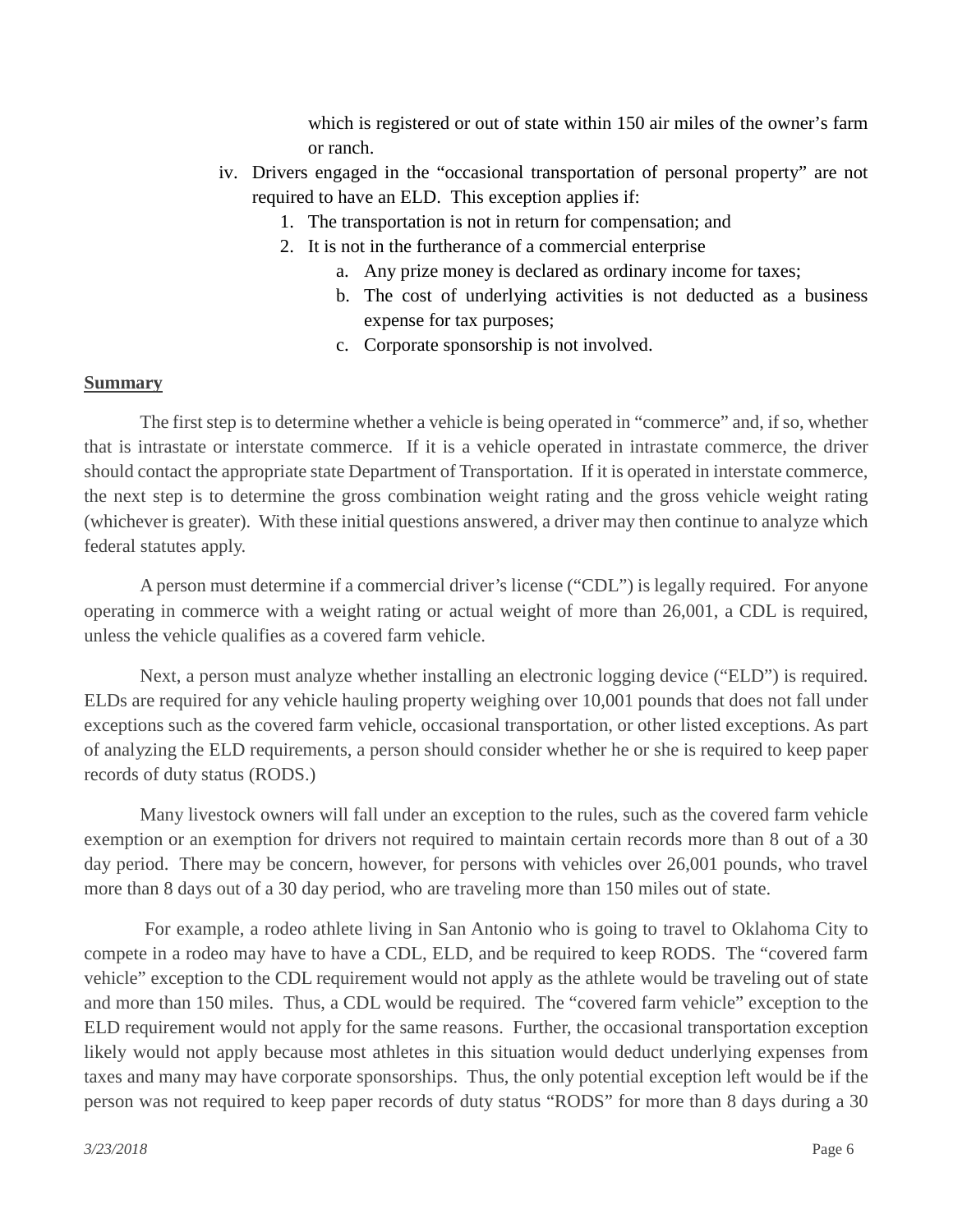which is registered or out of state within 150 air miles of the owner's farm or ranch.

iv. Drivers engaged in the "occasional transportation of personal property" are not required to have an ELD. This exception applies if:
   1. The transportation is not in return for compensation; and
   2. It is not in the furtherance of a commercial enterprise
      a. Any prize money is declared as ordinary income for taxes;
      b. The cost of underlying activities is not deducted as a business expense for tax purposes;
      c. Corporate sponsorship is not involved.

**Summary**

The first step is to determine whether a vehicle is being operated in "commerce" and, if so, whether that is intrastate or interstate commerce. If it is a vehicle operated in intrastate commerce, the driver should contact the appropriate state Department of Transportation. If it is operated in interstate commerce, the next step is to determine the gross combination weight rating and the gross vehicle weight rating (whichever is greater). With these initial questions answered, a driver may then continue to analyze which federal statutes apply.

A person must determine if a commercial driver's license ("CDL") is legally required. For anyone operating in commerce with a weight rating or actual weight of more than 26,001, a CDL is required, unless the vehicle qualifies as a covered farm vehicle.

Next, a person must analyze whether installing an electronic logging device ("ELD") is required. ELDs are required for any vehicle hauling property weighing over 10,001 pounds that does not fall under exceptions such as the covered farm vehicle, occasional transportation, or other listed exceptions. As part of analyzing the ELD requirements, a person should consider whether he or she is required to keep paper records of duty status (RODS.)

Many livestock owners will fall under an exception to the rules, such as the covered farm vehicle exemption or an exemption for drivers not required to maintain certain records more than 8 out of a 30 day period. There may be concern, however, for persons with vehicles over 26,001 pounds, who travel more than 8 days out of a 30 day period, who are traveling more than 150 miles out of state.

For example, a rodeo athlete living in San Antonio who is going to travel to Oklahoma City to compete in a rodeo may have to have a CDL, ELD, and be required to keep RODS. The "covered farm vehicle" exception to the CDL requirement would not apply as the athlete would be traveling out of state and more than 150 miles. Thus, a CDL would be required. The "covered farm vehicle" exception to the ELD requirement would not apply for the same reasons. Further, the occasional transportation exception likely would not apply because most athletes in this situation would deduct underlying expenses from taxes and many may have corporate sponsorships. Thus, the only potential exception left would be if the person was not required to keep paper records of duty status "RODS" for more than 8 days during a 30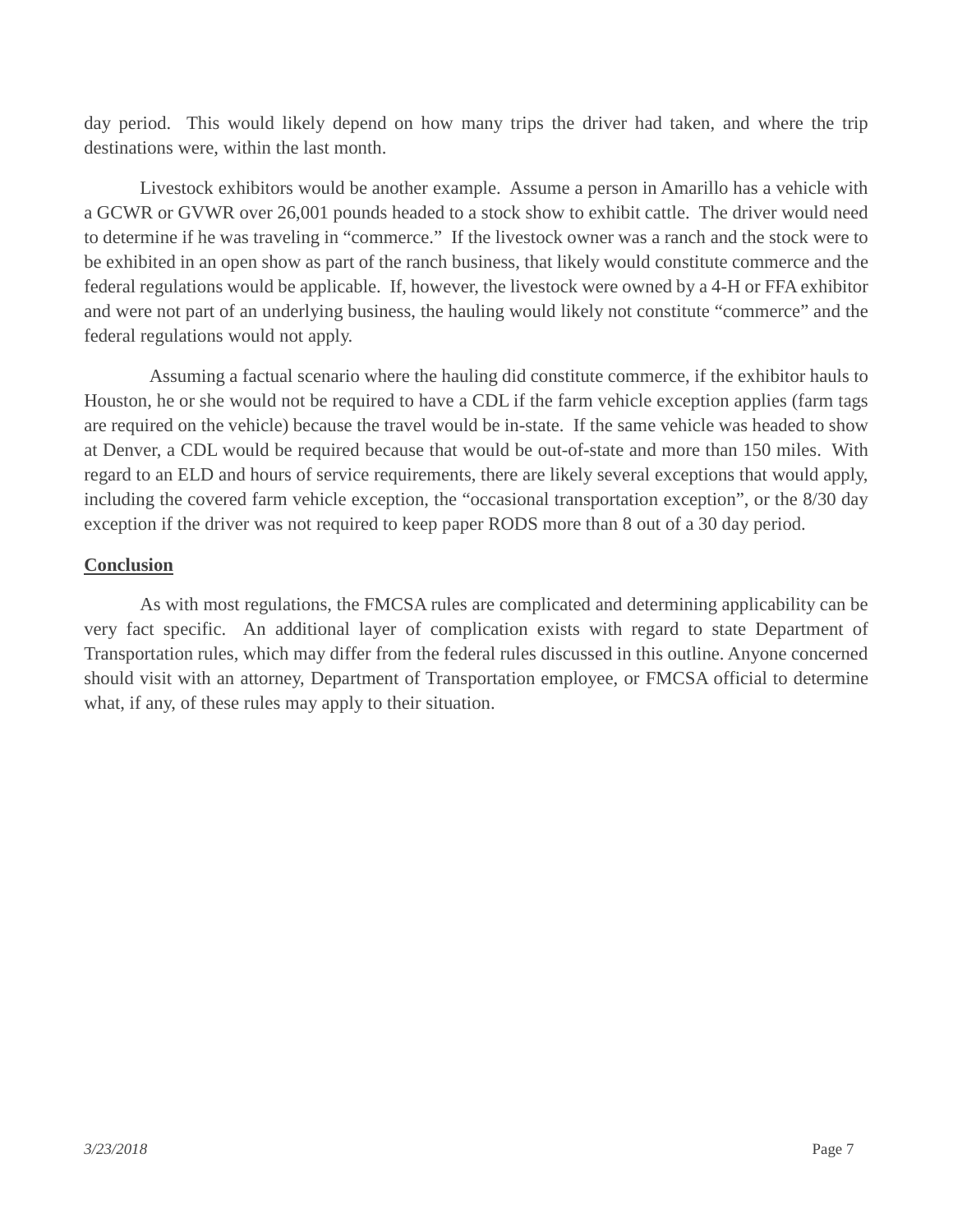day period. This would likely depend on how many trips the driver had taken, and where the trip destinations were, within the last month.

Livestock exhibitors would be another example. Assume a person in Amarillo has a vehicle with a GCWR or GVWR over 26,001 pounds headed to a stock show to exhibit cattle. The driver would need to determine if he was traveling in "commerce." If the livestock owner was a ranch and the stock were to be exhibited in an open show as part of the ranch business, that likely would constitute commerce and the federal regulations would be applicable. If, however, the livestock were owned by a 4-H or FFA exhibitor and were not part of an underlying business, the hauling would likely not constitute "commerce" and the federal regulations would not apply.

Assuming a factual scenario where the hauling did constitute commerce, if the exhibitor hauls to Houston, he or she would not be required to have a CDL if the farm vehicle exception applies (farm tags are required on the vehicle) because the travel would be in-state. If the same vehicle was headed to show at Denver, a CDL would be required because that would be out-of-state and more than 150 miles. With regard to an ELD and hours of service requirements, there are likely several exceptions that would apply, including the covered farm vehicle exception, the "occasional transportation exception", or the 8/30 day exception if the driver was not required to keep paper RODS more than 8 out of a 30 day period.

**Conclusion**

As with most regulations, the FMCSA rules are complicated and determining applicability can be very fact specific. An additional layer of complication exists with regard to state Department of Transportation rules, which may differ from the federal rules discussed in this outline. Anyone concerned should visit with an attorney, Department of Transportation employee, or FMCSA official to determine what, if any, of these rules may apply to their situation.